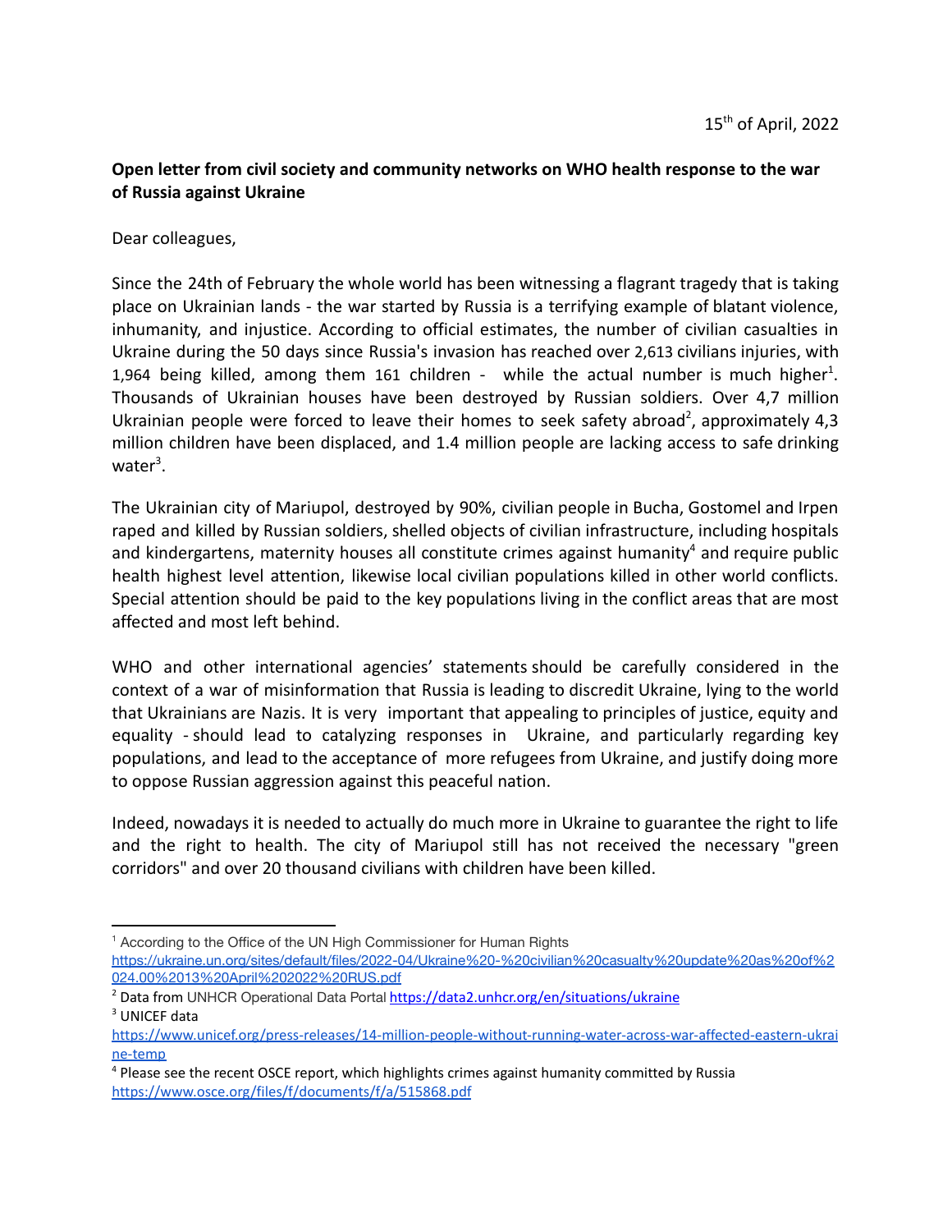15th of April, 2022

**Open letter from civil society and community networks on WHO health response to the war of Russia against Ukraine**

Dear colleagues,

Since the 24th of February the whole world has been witnessing a flagrant tragedy that is taking place on Ukrainian lands - the war started by Russia is a terrifying example of blatant violence, inhumanity, and injustice. According to official estimates, the number of civilian casualties in Ukraine during the 50 days since Russia's invasion has reached over 2,613 civilians injuries, with 1,964 being killed, among them 161 children - while the actual number is much higher[1]. Thousands of Ukrainian houses have been destroyed by Russian soldiers. Over 4,7 million Ukrainian people were forced to leave their homes to seek safety abroad[2], approximately 4,3 million children have been displaced, and 1.4 million people are lacking access to safe drinking water[3].

The Ukrainian city of Mariupol, destroyed by 90%, civilian people in Bucha, Gostomel and Irpen raped and killed by Russian soldiers, shelled objects of civilian infrastructure, including hospitals and kindergartens, maternity houses all constitute crimes against humanity[4] and require public health highest level attention, likewise local civilian populations killed in other world conflicts. Special attention should be paid to the key populations living in the conflict areas that are most affected and most left behind.

WHO and other international agencies' statements should be carefully considered in the context of a war of misinformation that Russia is leading to discredit Ukraine, lying to the world that Ukrainians are Nazis. It is very important that appealing to principles of justice, equity and equality - should lead to catalyzing responses in Ukraine, and particularly regarding key populations, and lead to the acceptance of more refugees from Ukraine, and justify doing more to oppose Russian aggression against this peaceful nation.

Indeed, nowadays it is needed to actually do much more in Ukraine to guarantee the right to life and the right to health. The city of Mariupol still has not received the necessary "green corridors" and over 20 thousand civilians with children have been killed.

---

[1] According to the Office of the UN High Commissioner for Human Rights https://ukraine.un.org/sites/default/files/2022-04/Ukraine%20-%20civilian%20casualty%20update%20as%20of%2024.00%2013%20April%202022%20RUS.pdf

[2] Data from UNHCR Operational Data Portal https://data2.unhcr.org/en/situations/ukraine

[3] UNICEF data https://www.unicef.org/press-releases/14-million-people-without-running-water-across-war-affected-eastern-ukraine-temp

[4] Please see the recent OSCE report, which highlights crimes against humanity committed by Russia https://www.osce.org/files/f/documents/f/a/515868.pdf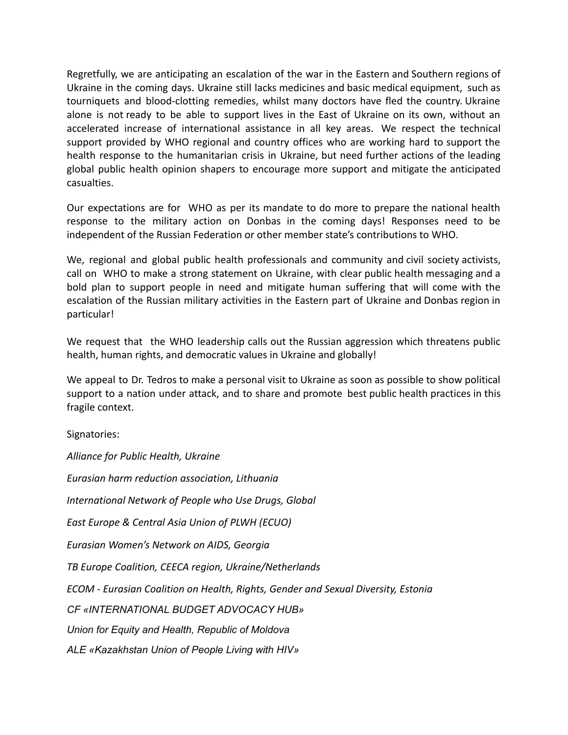Regretfully, we are anticipating an escalation of the war in the Eastern and Southern regions of Ukraine in the coming days. Ukraine still lacks medicines and basic medical equipment, such as tourniquets and blood-clotting remedies, whilst many doctors have fled the country. Ukraine alone is not ready to be able to support lives in the East of Ukraine on its own, without an accelerated increase of international assistance in all key areas. We respect the technical support provided by WHO regional and country offices who are working hard to support the health response to the humanitarian crisis in Ukraine, but need further actions of the leading global public health opinion shapers to encourage more support and mitigate the anticipated casualties.

Our expectations are for WHO as per its mandate to do more to prepare the national health response to the military action on Donbas in the coming days! Responses need to be independent of the Russian Federation or other member state's contributions to WHO.

We, regional and global public health professionals and community and civil society activists, call on WHO to make a strong statement on Ukraine, with clear public health messaging and a bold plan to support people in need and mitigate human suffering that will come with the escalation of the Russian military activities in the Eastern part of Ukraine and Donbas region in particular!

We request that the WHO leadership calls out the Russian aggression which threatens public health, human rights, and democratic values in Ukraine and globally!

We appeal to Dr. Tedros to make a personal visit to Ukraine as soon as possible to show political support to a nation under attack, and to share and promote best public health practices in this fragile context.

Signatories:

*Alliance for Public Health, Ukraine*

*Eurasian harm reduction association, Lithuania*

*International Network of People who Use Drugs, Global*

*East Europe & Central Asia Union of PLWH (ECUO)*

*Eurasian Women's Network on AIDS, Georgia*

*TB Europe Coalition, CEECA region, Ukraine/Netherlands*

*ECOM - Eurasian Coalition on Health, Rights, Gender and Sexual Diversity, Estonia*

*CF «INTERNATIONAL BUDGET ADVOCACY HUB»*

*Union for Equity and Health, Republic of Moldova*

*ALE «Kazakhstan Union of People Living with HIV»*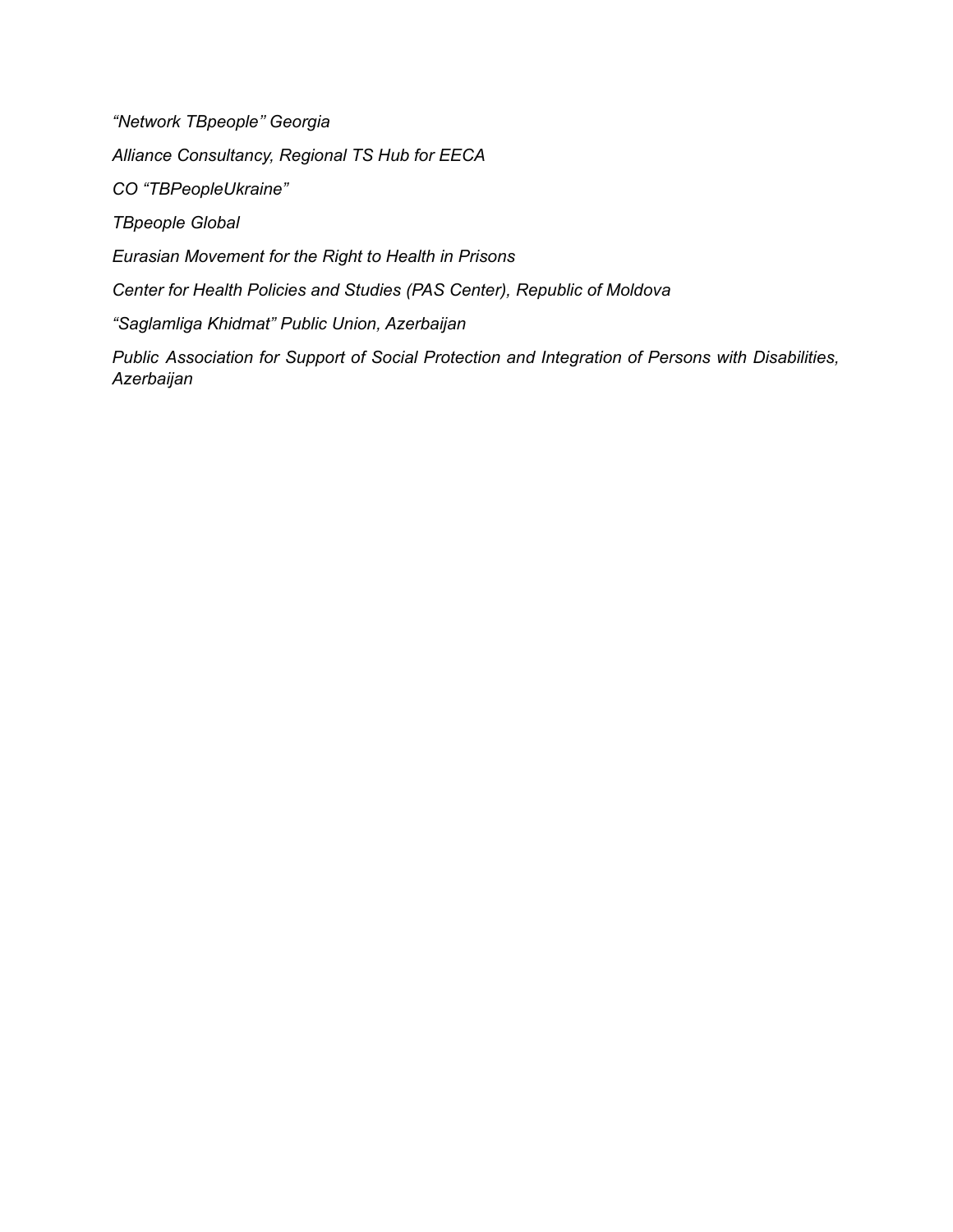*“Network TBpeople” Georgia*

*Alliance Consultancy, Regional TS Hub for EECA*

*CO “TBPeopleUkraine”*

*TBpeople Global*

*Eurasian Movement for the Right to Health in Prisons*

*Center for Health Policies and Studies (PAS Center), Republic of Moldova*

*“Saglamliga Khidmat” Public Union, Azerbaijan*

*Public Association for Support of Social Protection and Integration of Persons with Disabilities, Azerbaijan*